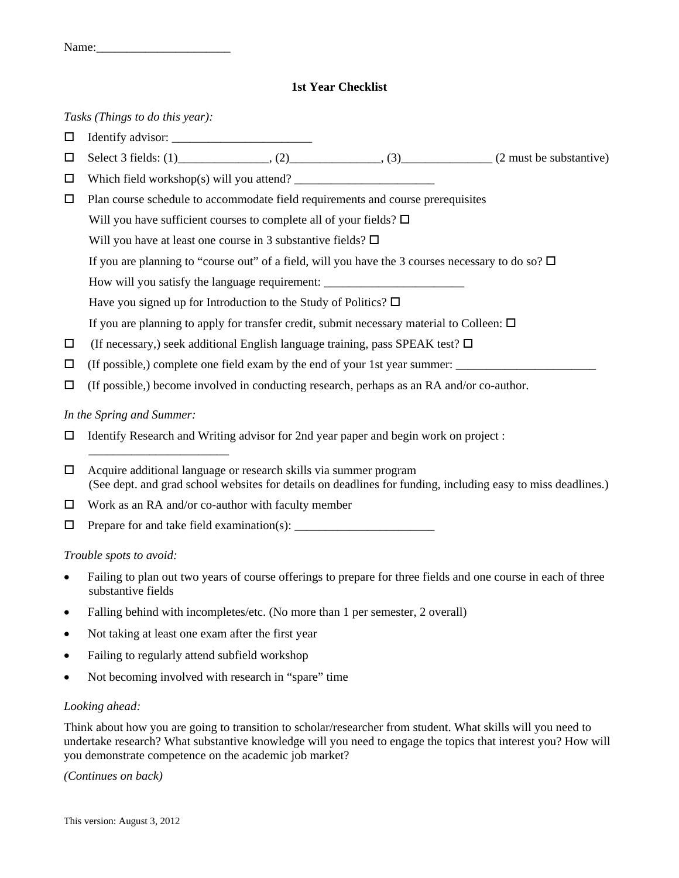Name:______________________

**1st Year Checklist**

*Tasks (Things to do this year):*

- ☐ Identify advisor: _______________________
- ☐ Select 3 fields: (1)_______________, (2)_______________, (3)_______________ (2 must be substantive)
- ☐ Which field workshop(s) will you attend? _______________________
- ☐ Plan course schedule to accommodate field requirements and course prerequisites

  Will you have sufficient courses to complete all of your fields? ☐

  Will you have at least one course in 3 substantive fields? ☐

  If you are planning to "course out" of a field, will you have the 3 courses necessary to do so? ☐

  How will you satisfy the language requirement: _______________________

  Have you signed up for Introduction to the Study of Politics? ☐

  If you are planning to apply for transfer credit, submit necessary material to Colleen: ☐
- ☐ (If necessary,) seek additional English language training, pass SPEAK test? ☐
- ☐ (If possible,) complete one field exam by the end of your 1st year summer: _______________________
- ☐ (If possible,) become involved in conducting research, perhaps as an RA and/or co-author.

*In the Spring and Summer:*

- ☐ Identify Research and Writing advisor for 2nd year paper and begin work on project : _______________________
- ☐ Acquire additional language or research skills via summer program
  (See dept. and grad school websites for details on deadlines for funding, including easy to miss deadlines.)
- ☐ Work as an RA and/or co-author with faculty member
- ☐ Prepare for and take field examination(s): _______________________

*Trouble spots to avoid:*

- Failing to plan out two years of course offerings to prepare for three fields and one course in each of three substantive fields
- Falling behind with incompletes/etc. (No more than 1 per semester, 2 overall)
- Not taking at least one exam after the first year
- Failing to regularly attend subfield workshop
- Not becoming involved with research in "spare" time

*Looking ahead:*

Think about how you are going to transition to scholar/researcher from student. What skills will you need to undertake research? What substantive knowledge will you need to engage the topics that interest you? How will you demonstrate competence on the academic job market?

*(Continues on back)*

This version: August 3, 2012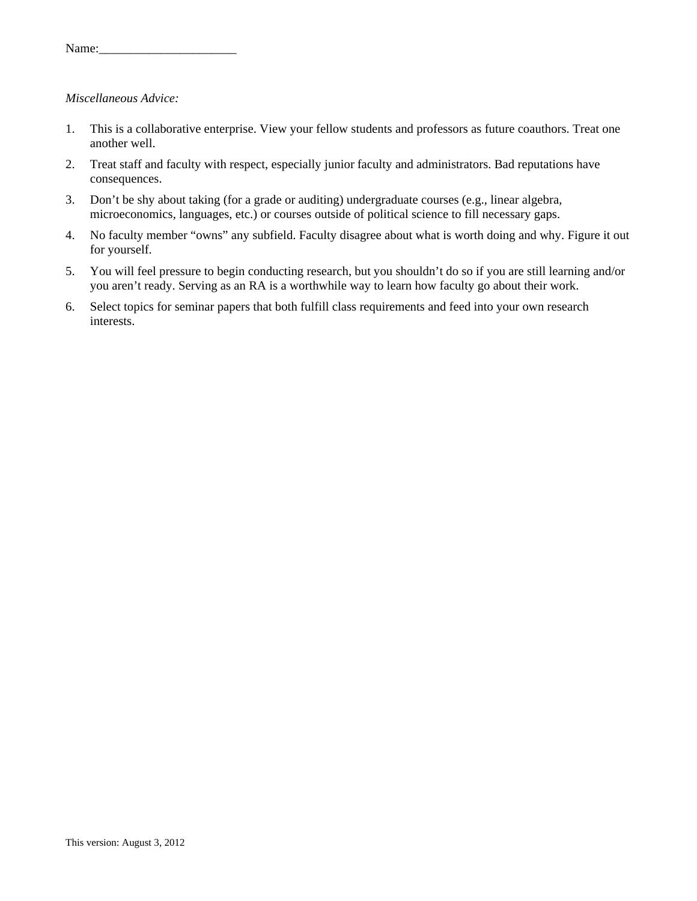Name:______________________

*Miscellaneous Advice:*

1. This is a collaborative enterprise. View your fellow students and professors as future coauthors. Treat one another well.
2. Treat staff and faculty with respect, especially junior faculty and administrators. Bad reputations have consequences.
3. Don't be shy about taking (for a grade or auditing) undergraduate courses (e.g., linear algebra, microeconomics, languages, etc.) or courses outside of political science to fill necessary gaps.
4. No faculty member "owns" any subfield. Faculty disagree about what is worth doing and why. Figure it out for yourself.
5. You will feel pressure to begin conducting research, but you shouldn't do so if you are still learning and/or you aren't ready. Serving as an RA is a worthwhile way to learn how faculty go about their work.
6. Select topics for seminar papers that both fulfill class requirements and feed into your own research interests.

This version: August 3, 2012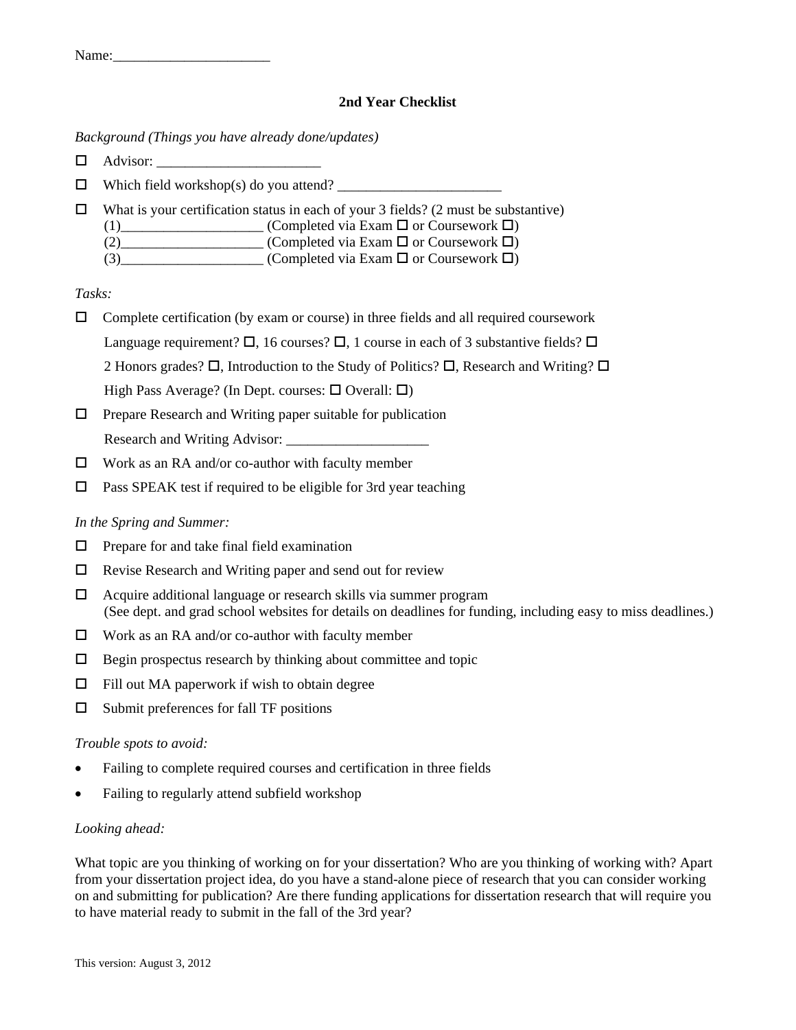Name:______________________

## 2nd Year Checklist

*Background (Things you have already done/updates)*

- ☐ Advisor: _______________________
- ☐ Which field workshop(s) do you attend? _______________________
- ☐ What is your certification status in each of your 3 fields? (2 must be substantive)
  (1)___________________ (Completed via Exam ☐ or Coursework ☐)
  (2)___________________ (Completed via Exam ☐ or Coursework ☐)
  (3)___________________ (Completed via Exam ☐ or Coursework ☐)

*Tasks:*

- ☐ Complete certification (by exam or course) in three fields and all required coursework

  Language requirement? ☐, 16 courses? ☐, 1 course in each of 3 substantive fields? ☐

  2 Honors grades? ☐, Introduction to the Study of Politics? ☐, Research and Writing? ☐

  High Pass Average? (In Dept. courses: ☐ Overall: ☐)
- ☐ Prepare Research and Writing paper suitable for publication

  Research and Writing Advisor: ____________________
- ☐ Work as an RA and/or co-author with faculty member
- ☐ Pass SPEAK test if required to be eligible for 3rd year teaching

*In the Spring and Summer:*

- ☐ Prepare for and take final field examination
- ☐ Revise Research and Writing paper and send out for review
- ☐ Acquire additional language or research skills via summer program
  (See dept. and grad school websites for details on deadlines for funding, including easy to miss deadlines.)
- ☐ Work as an RA and/or co-author with faculty member
- ☐ Begin prospectus research by thinking about committee and topic
- ☐ Fill out MA paperwork if wish to obtain degree
- ☐ Submit preferences for fall TF positions

*Trouble spots to avoid:*

- Failing to complete required courses and certification in three fields
- Failing to regularly attend subfield workshop

*Looking ahead:*

What topic are you thinking of working on for your dissertation? Who are you thinking of working with? Apart from your dissertation project idea, do you have a stand-alone piece of research that you can consider working on and submitting for publication? Are there funding applications for dissertation research that will require you to have material ready to submit in the fall of the 3rd year?

This version: August 3, 2012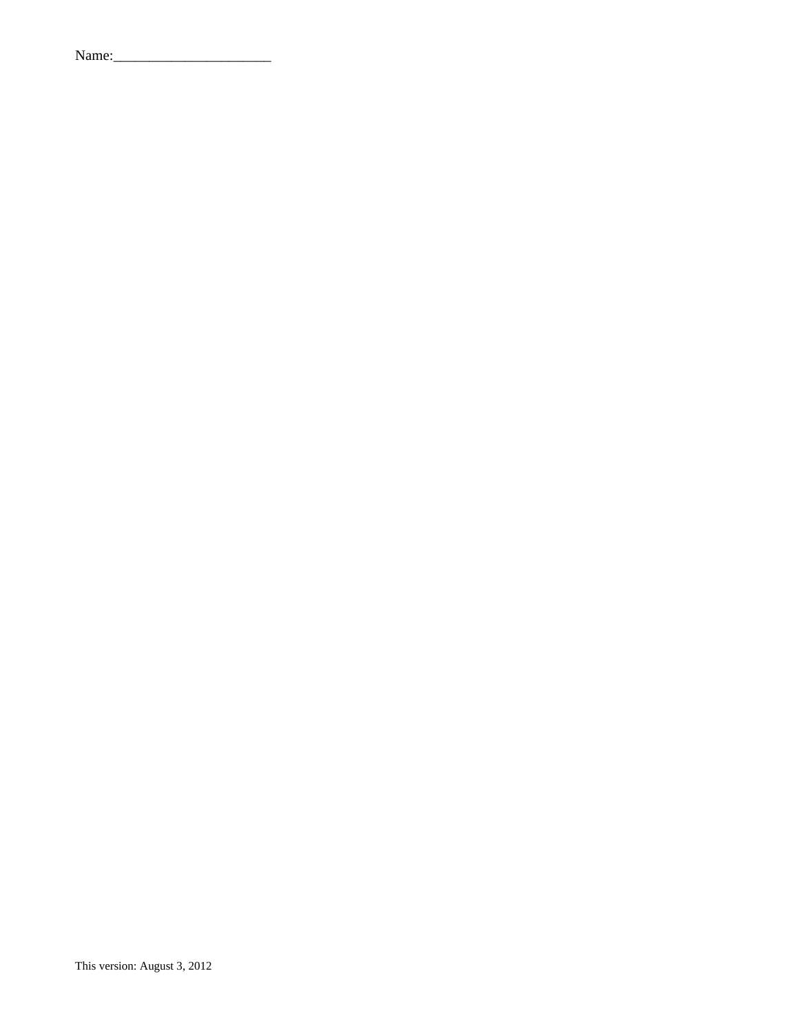Name:______________________

This version: August 3, 2012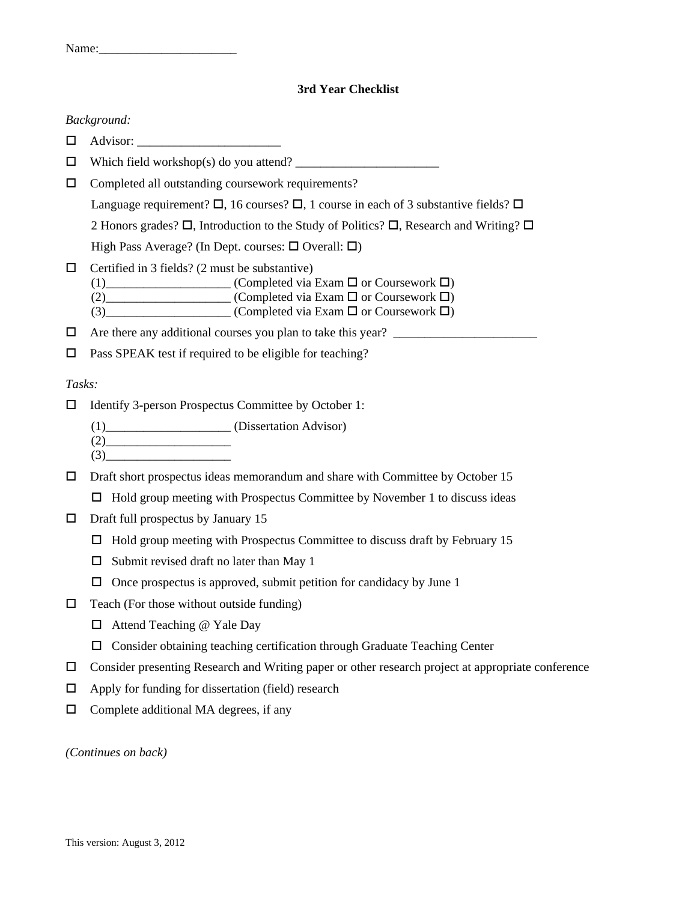Name:______________________

**3rd Year Checklist**

*Background:*

- ☐ Advisor: _______________________
- ☐ Which field workshop(s) do you attend? _______________________
- ☐ Completed all outstanding coursework requirements?

  Language requirement? ☐, 16 courses? ☐, 1 course in each of 3 substantive fields? ☐

  2 Honors grades? ☐, Introduction to the Study of Politics? ☐, Research and Writing? ☐

  High Pass Average? (In Dept. courses: ☐ Overall: ☐)

- ☐ Certified in 3 fields? (2 must be substantive)

  (1)____________________ (Completed via Exam ☐ or Coursework ☐)

  (2)____________________ (Completed via Exam ☐ or Coursework ☐)

  (3)____________________ (Completed via Exam ☐ or Coursework ☐)

- ☐ Are there any additional courses you plan to take this year? _______________________
- ☐ Pass SPEAK test if required to be eligible for teaching?

*Tasks:*

- ☐ Identify 3-person Prospectus Committee by October 1:

  (1)____________________ (Dissertation Advisor)

  (2)____________________

  (3)____________________

- ☐ Draft short prospectus ideas memorandum and share with Committee by October 15
  - ☐ Hold group meeting with Prospectus Committee by November 1 to discuss ideas
- ☐ Draft full prospectus by January 15
  - ☐ Hold group meeting with Prospectus Committee to discuss draft by February 15
  - ☐ Submit revised draft no later than May 1
  - ☐ Once prospectus is approved, submit petition for candidacy by June 1
- ☐ Teach (For those without outside funding)
  - ☐ Attend Teaching @ Yale Day
  - ☐ Consider obtaining teaching certification through Graduate Teaching Center
- ☐ Consider presenting Research and Writing paper or other research project at appropriate conference
- ☐ Apply for funding for dissertation (field) research
- ☐ Complete additional MA degrees, if any

*(Continues on back)*

This version: August 3, 2012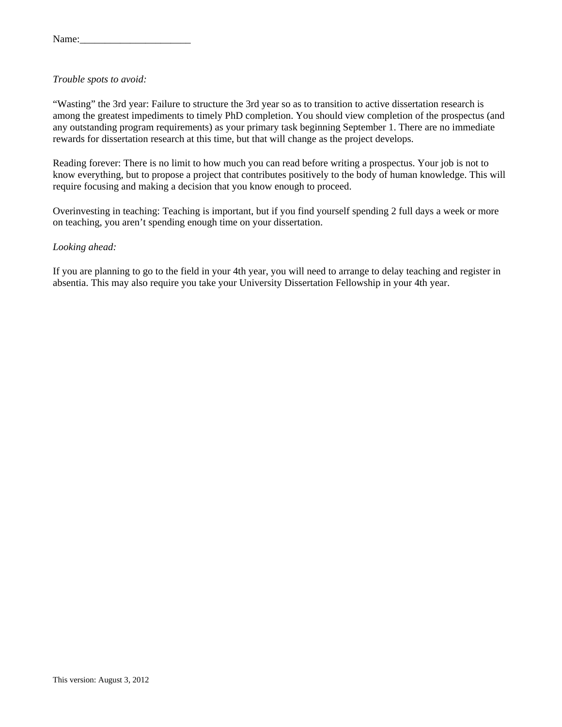Name:______________________

*Trouble spots to avoid:*

"Wasting" the 3rd year: Failure to structure the 3rd year so as to transition to active dissertation research is among the greatest impediments to timely PhD completion. You should view completion of the prospectus (and any outstanding program requirements) as your primary task beginning September 1. There are no immediate rewards for dissertation research at this time, but that will change as the project develops.

Reading forever: There is no limit to how much you can read before writing a prospectus. Your job is not to know everything, but to propose a project that contributes positively to the body of human knowledge. This will require focusing and making a decision that you know enough to proceed.

Overinvesting in teaching: Teaching is important, but if you find yourself spending 2 full days a week or more on teaching, you aren't spending enough time on your dissertation.

*Looking ahead:*

If you are planning to go to the field in your 4th year, you will need to arrange to delay teaching and register in absentia. This may also require you take your University Dissertation Fellowship in your 4th year.

This version: August 3, 2012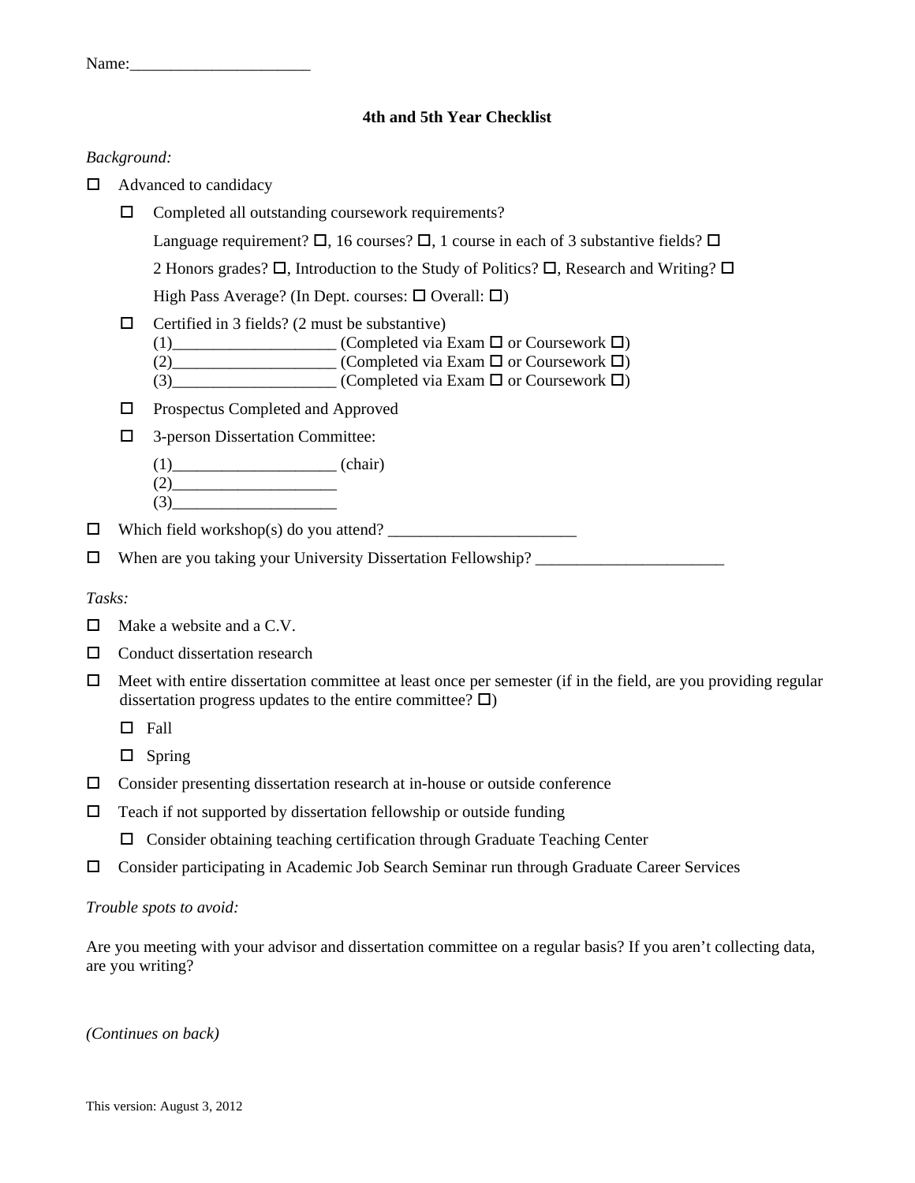Name:______________________

**4th and 5th Year Checklist**

*Background:*

- ☐ Advanced to candidacy
  - ☐ Completed all outstanding coursework requirements?

    Language requirement? ☐, 16 courses? ☐, 1 course in each of 3 substantive fields? ☐

    2 Honors grades? ☐, Introduction to the Study of Politics? ☐, Research and Writing? ☐

    High Pass Average? (In Dept. courses: ☐ Overall: ☐)
  - ☐ Certified in 3 fields? (2 must be substantive)

    (1)____________________ (Completed via Exam ☐ or Coursework ☐)
    (2)____________________ (Completed via Exam ☐ or Coursework ☐)
    (3)____________________ (Completed via Exam ☐ or Coursework ☐)
  - ☐ Prospectus Completed and Approved
  - ☐ 3-person Dissertation Committee:

    (1)____________________ (chair)
    (2)____________________
    (3)____________________
- ☐ Which field workshop(s) do you attend? _______________________
- ☐ When are you taking your University Dissertation Fellowship? _______________________

*Tasks:*

- ☐ Make a website and a C.V.
- ☐ Conduct dissertation research
- ☐ Meet with entire dissertation committee at least once per semester (if in the field, are you providing regular dissertation progress updates to the entire committee? ☐)
  - ☐ Fall
  - ☐ Spring
- ☐ Consider presenting dissertation research at in-house or outside conference
- ☐ Teach if not supported by dissertation fellowship or outside funding
  - ☐ Consider obtaining teaching certification through Graduate Teaching Center
- ☐ Consider participating in Academic Job Search Seminar run through Graduate Career Services

*Trouble spots to avoid:*

Are you meeting with your advisor and dissertation committee on a regular basis? If you aren't collecting data, are you writing?

*(Continues on back)*

This version: August 3, 2012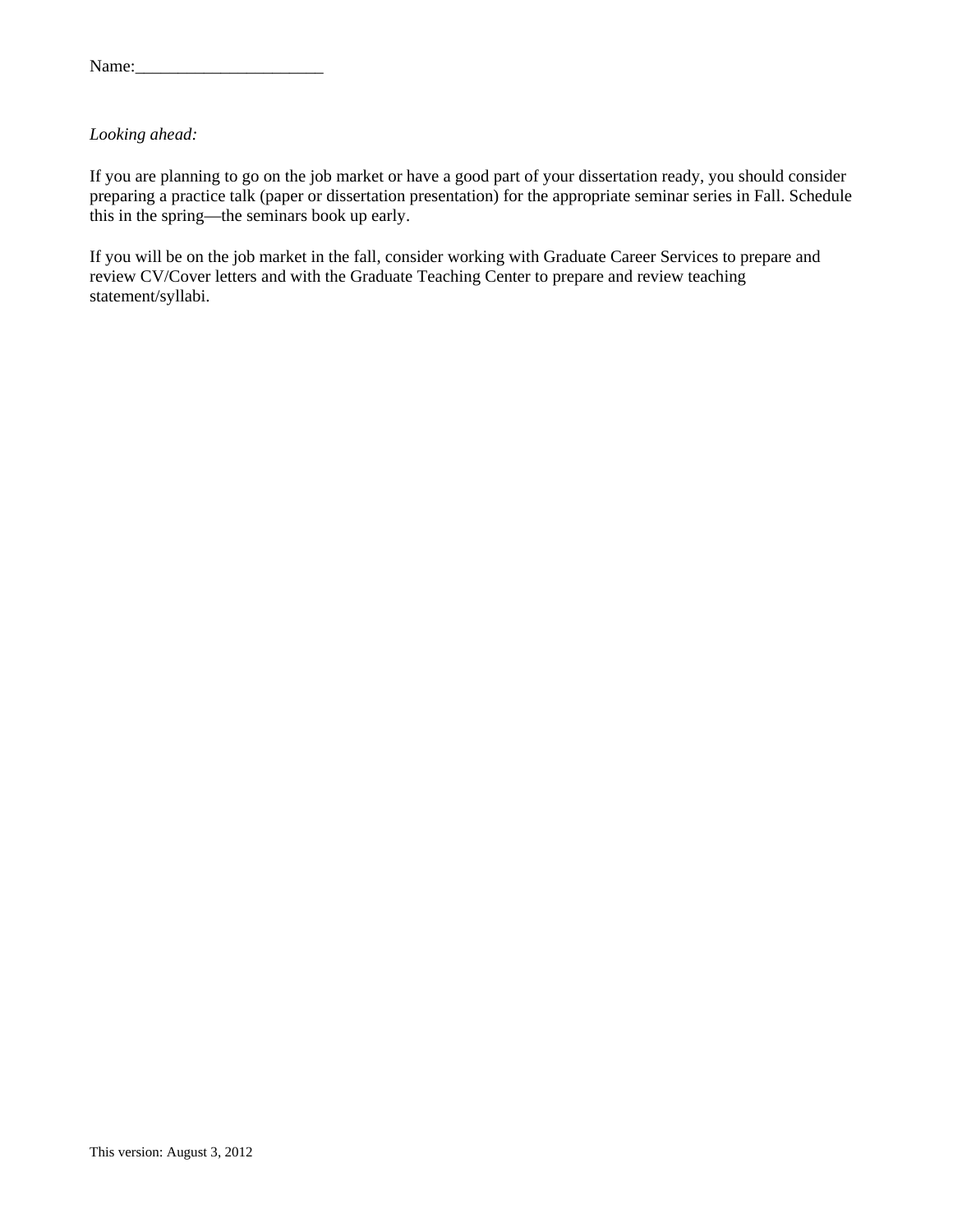Name:______________________

*Looking ahead:*

If you are planning to go on the job market or have a good part of your dissertation ready, you should consider preparing a practice talk (paper or dissertation presentation) for the appropriate seminar series in Fall. Schedule this in the spring—the seminars book up early.

If you will be on the job market in the fall, consider working with Graduate Career Services to prepare and review CV/Cover letters and with the Graduate Teaching Center to prepare and review teaching statement/syllabi.

This version: August 3, 2012